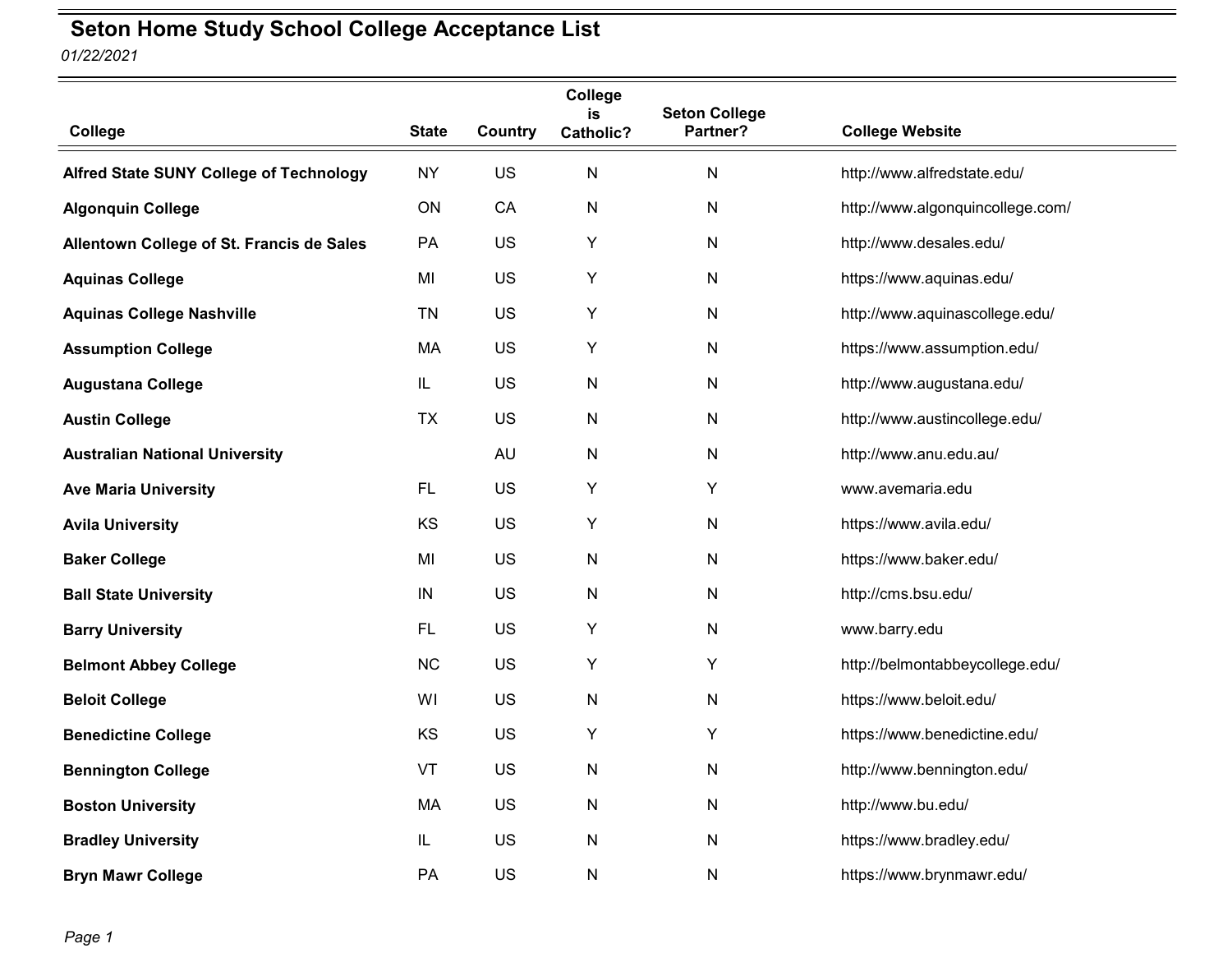# Seton Home Study School College Acceptance List

*01/22/2021*

| College | State | Country | College is Catholic? | Seton College Partner? | College Website |
|---|---|---|---|---|---|
| **Alfred State SUNY College of Technology** | NY | US | N | N | http://www.alfredstate.edu/ |
| **Algonquin College** | ON | CA | N | N | http://www.algonquincollege.com/ |
| **Allentown College of St. Francis de Sales** | PA | US | Y | N | http://www.desales.edu/ |
| **Aquinas College** | MI | US | Y | N | https://www.aquinas.edu/ |
| **Aquinas College Nashville** | TN | US | Y | N | http://www.aquinascollege.edu/ |
| **Assumption College** | MA | US | Y | N | https://www.assumption.edu/ |
| **Augustana College** | IL | US | N | N | http://www.augustana.edu/ |
| **Austin College** | TX | US | N | N | http://www.austincollege.edu/ |
| **Australian National University** | | AU | N | N | http://www.anu.edu.au/ |
| **Ave Maria University** | FL | US | Y | Y | www.avemaria.edu |
| **Avila University** | KS | US | Y | N | https://www.avila.edu/ |
| **Baker College** | MI | US | N | N | https://www.baker.edu/ |
| **Ball State University** | IN | US | N | N | http://cms.bsu.edu/ |
| **Barry University** | FL | US | Y | N | www.barry.edu |
| **Belmont Abbey College** | NC | US | Y | Y | http://belmontabbeycollege.edu/ |
| **Beloit College** | WI | US | N | N | https://www.beloit.edu/ |
| **Benedictine College** | KS | US | Y | Y | https://www.benedictine.edu/ |
| **Bennington College** | VT | US | N | N | http://www.bennington.edu/ |
| **Boston University** | MA | US | N | N | http://www.bu.edu/ |
| **Bradley University** | IL | US | N | N | https://www.bradley.edu/ |
| **Bryn Mawr College** | PA | US | N | N | https://www.brynmawr.edu/ |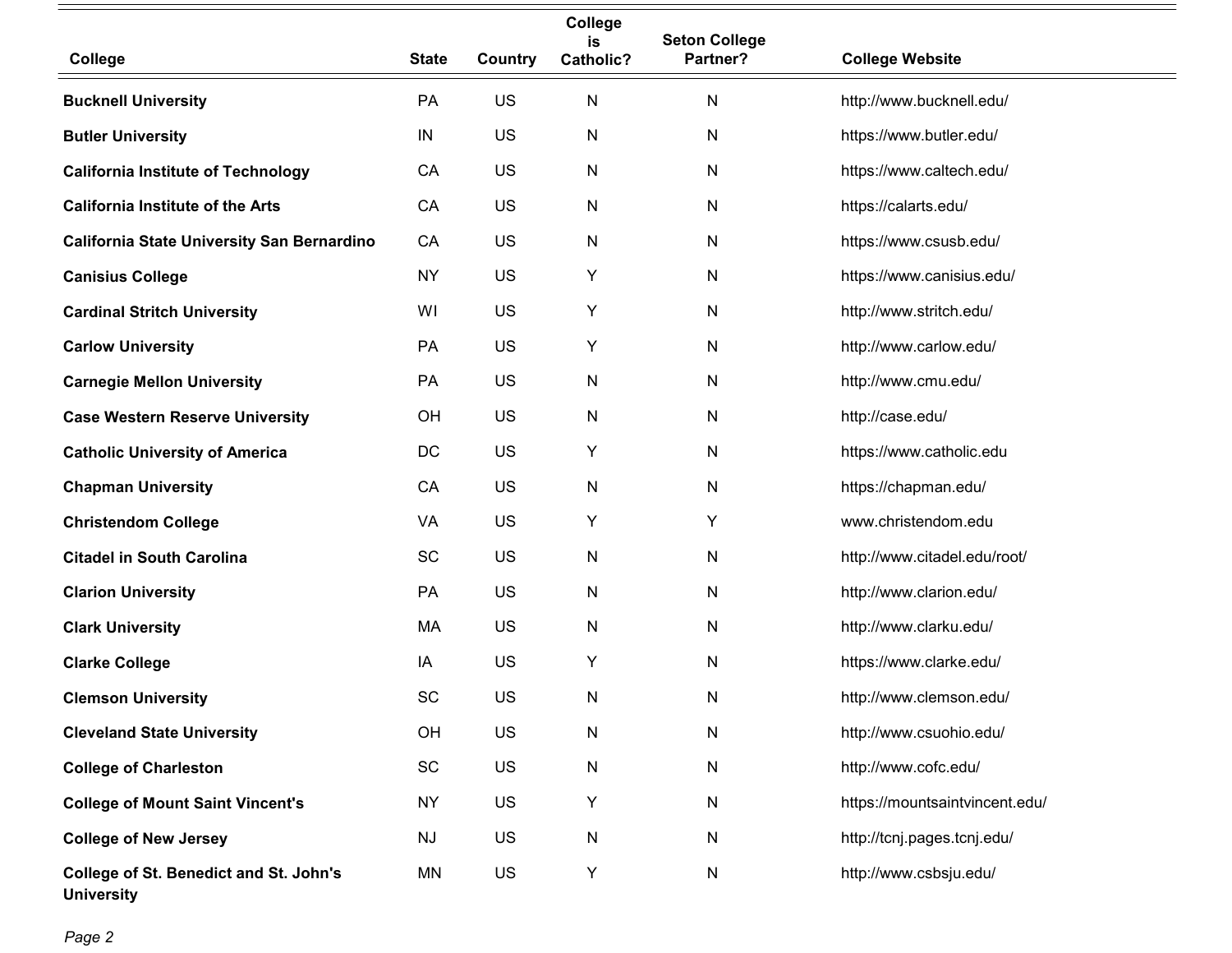| College | State | Country | College is Catholic? | Seton College Partner? | College Website |
|---|---|---|---|---|---|
| **Bucknell University** | PA | US | N | N | http://www.bucknell.edu/ |
| **Butler University** | IN | US | N | N | https://www.butler.edu/ |
| **California Institute of Technology** | CA | US | N | N | https://www.caltech.edu/ |
| **California Institute of the Arts** | CA | US | N | N | https://calarts.edu/ |
| **California State University San Bernardino** | CA | US | N | N | https://www.csusb.edu/ |
| **Canisius College** | NY | US | Y | N | https://www.canisius.edu/ |
| **Cardinal Stritch University** | WI | US | Y | N | http://www.stritch.edu/ |
| **Carlow University** | PA | US | Y | N | http://www.carlow.edu/ |
| **Carnegie Mellon University** | PA | US | N | N | http://www.cmu.edu/ |
| **Case Western Reserve University** | OH | US | N | N | http://case.edu/ |
| **Catholic University of America** | DC | US | Y | N | https://www.catholic.edu |
| **Chapman University** | CA | US | N | N | https://chapman.edu/ |
| **Christendom College** | VA | US | Y | Y | www.christendom.edu |
| **Citadel in South Carolina** | SC | US | N | N | http://www.citadel.edu/root/ |
| **Clarion University** | PA | US | N | N | http://www.clarion.edu/ |
| **Clark University** | MA | US | N | N | http://www.clarku.edu/ |
| **Clarke College** | IA | US | Y | N | https://www.clarke.edu/ |
| **Clemson University** | SC | US | N | N | http://www.clemson.edu/ |
| **Cleveland State University** | OH | US | N | N | http://www.csuohio.edu/ |
| **College of Charleston** | SC | US | N | N | http://www.cofc.edu/ |
| **College of Mount Saint Vincent's** | NY | US | Y | N | https://mountsaintvincent.edu/ |
| **College of New Jersey** | NJ | US | N | N | http://tcnj.pages.tcnj.edu/ |
| **College of St. Benedict and St. John's University** | MN | US | Y | N | http://www.csbsju.edu/ |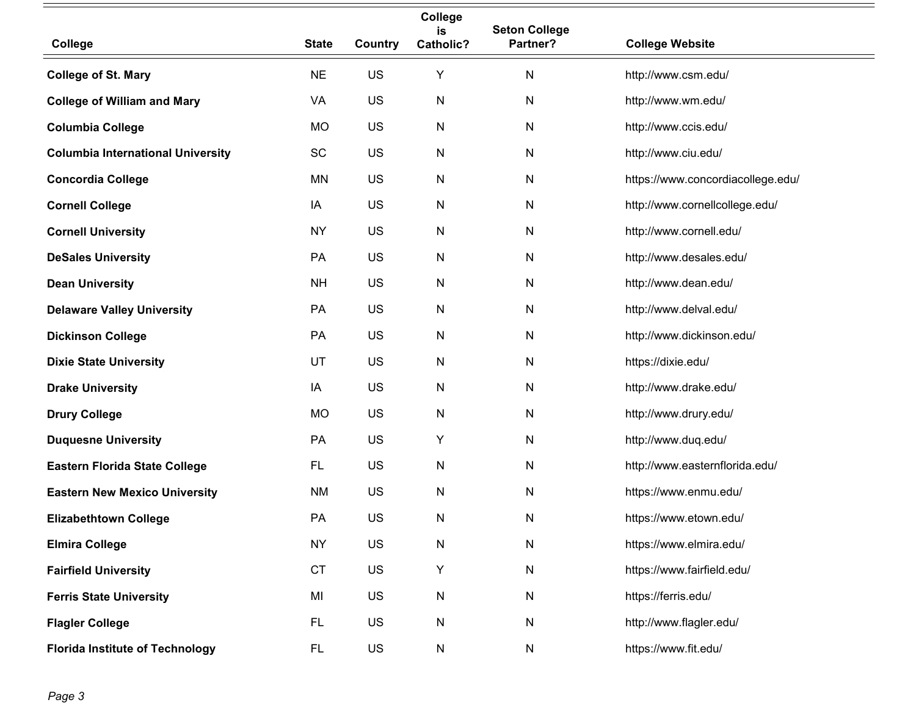| College | State | Country | College is Catholic? | Seton College Partner? | College Website |
|---|---|---|---|---|---|
| **College of St. Mary** | NE | US | Y | N | http://www.csm.edu/ |
| **College of William and Mary** | VA | US | N | N | http://www.wm.edu/ |
| **Columbia College** | MO | US | N | N | http://www.ccis.edu/ |
| **Columbia International University** | SC | US | N | N | http://www.ciu.edu/ |
| **Concordia College** | MN | US | N | N | https://www.concordiacollege.edu/ |
| **Cornell College** | IA | US | N | N | http://www.cornellcollege.edu/ |
| **Cornell University** | NY | US | N | N | http://www.cornell.edu/ |
| **DeSales University** | PA | US | N | N | http://www.desales.edu/ |
| **Dean University** | NH | US | N | N | http://www.dean.edu/ |
| **Delaware Valley University** | PA | US | N | N | http://www.delval.edu/ |
| **Dickinson College** | PA | US | N | N | http://www.dickinson.edu/ |
| **Dixie State University** | UT | US | N | N | https://dixie.edu/ |
| **Drake University** | IA | US | N | N | http://www.drake.edu/ |
| **Drury College** | MO | US | N | N | http://www.drury.edu/ |
| **Duquesne University** | PA | US | Y | N | http://www.duq.edu/ |
| **Eastern Florida State College** | FL | US | N | N | http://www.easternflorida.edu/ |
| **Eastern New Mexico University** | NM | US | N | N | https://www.enmu.edu/ |
| **Elizabethtown College** | PA | US | N | N | https://www.etown.edu/ |
| **Elmira College** | NY | US | N | N | https://www.elmira.edu/ |
| **Fairfield University** | CT | US | Y | N | https://www.fairfield.edu/ |
| **Ferris State University** | MI | US | N | N | https://ferris.edu/ |
| **Flagler College** | FL | US | N | N | http://www.flagler.edu/ |
| **Florida Institute of Technology** | FL | US | N | N | https://www.fit.edu/ |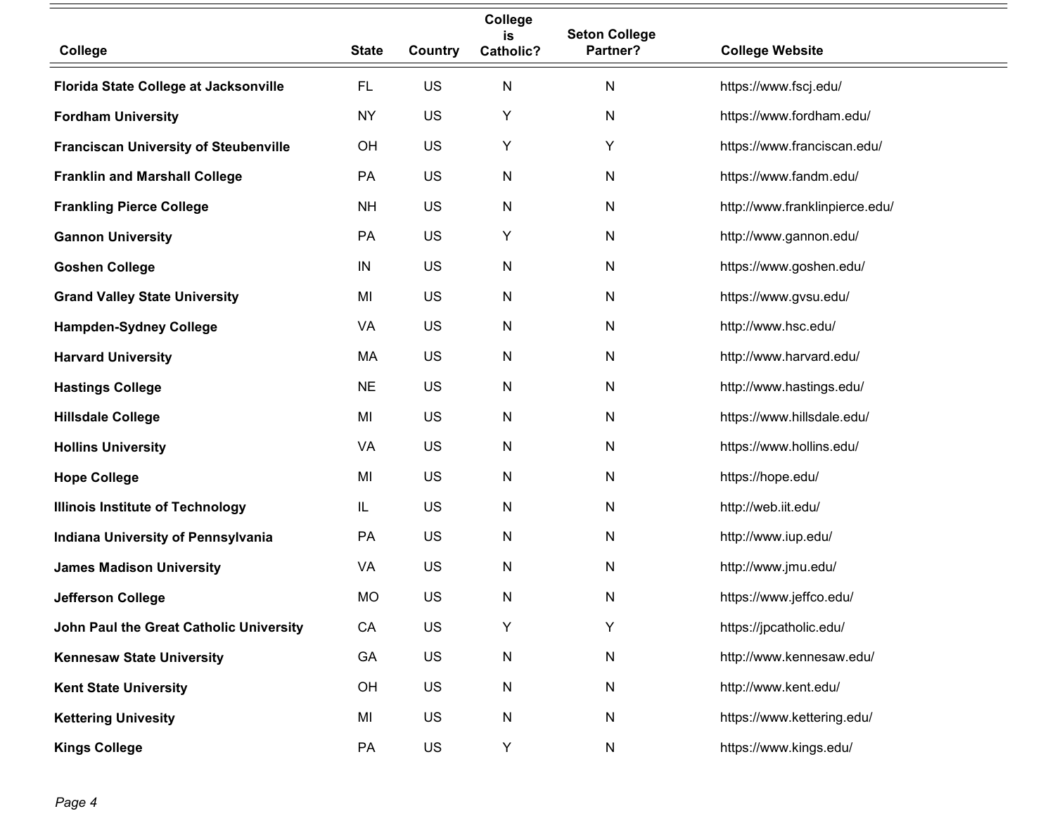| College | State | Country | College is Catholic? | Seton College Partner? | College Website |
|---|---|---|---|---|---|
| **Florida State College at Jacksonville** | FL | US | N | N | https://www.fscj.edu/ |
| **Fordham University** | NY | US | Y | N | https://www.fordham.edu/ |
| **Franciscan University of Steubenville** | OH | US | Y | Y | https://www.franciscan.edu/ |
| **Franklin and Marshall College** | PA | US | N | N | https://www.fandm.edu/ |
| **Frankling Pierce College** | NH | US | N | N | http://www.franklinpierce.edu/ |
| **Gannon University** | PA | US | Y | N | http://www.gannon.edu/ |
| **Goshen College** | IN | US | N | N | https://www.goshen.edu/ |
| **Grand Valley State University** | MI | US | N | N | https://www.gvsu.edu/ |
| **Hampden-Sydney College** | VA | US | N | N | http://www.hsc.edu/ |
| **Harvard University** | MA | US | N | N | http://www.harvard.edu/ |
| **Hastings College** | NE | US | N | N | http://www.hastings.edu/ |
| **Hillsdale College** | MI | US | N | N | https://www.hillsdale.edu/ |
| **Hollins University** | VA | US | N | N | https://www.hollins.edu/ |
| **Hope College** | MI | US | N | N | https://hope.edu/ |
| **Illinois Institute of Technology** | IL | US | N | N | http://web.iit.edu/ |
| **Indiana University of Pennsylvania** | PA | US | N | N | http://www.iup.edu/ |
| **James Madison University** | VA | US | N | N | http://www.jmu.edu/ |
| **Jefferson College** | MO | US | N | N | https://www.jeffco.edu/ |
| **John Paul the Great Catholic University** | CA | US | Y | Y | https://jpcatholic.edu/ |
| **Kennesaw State University** | GA | US | N | N | http://www.kennesaw.edu/ |
| **Kent State University** | OH | US | N | N | http://www.kent.edu/ |
| **Kettering Univesity** | MI | US | N | N | https://www.kettering.edu/ |
| **Kings College** | PA | US | Y | N | https://www.kings.edu/ |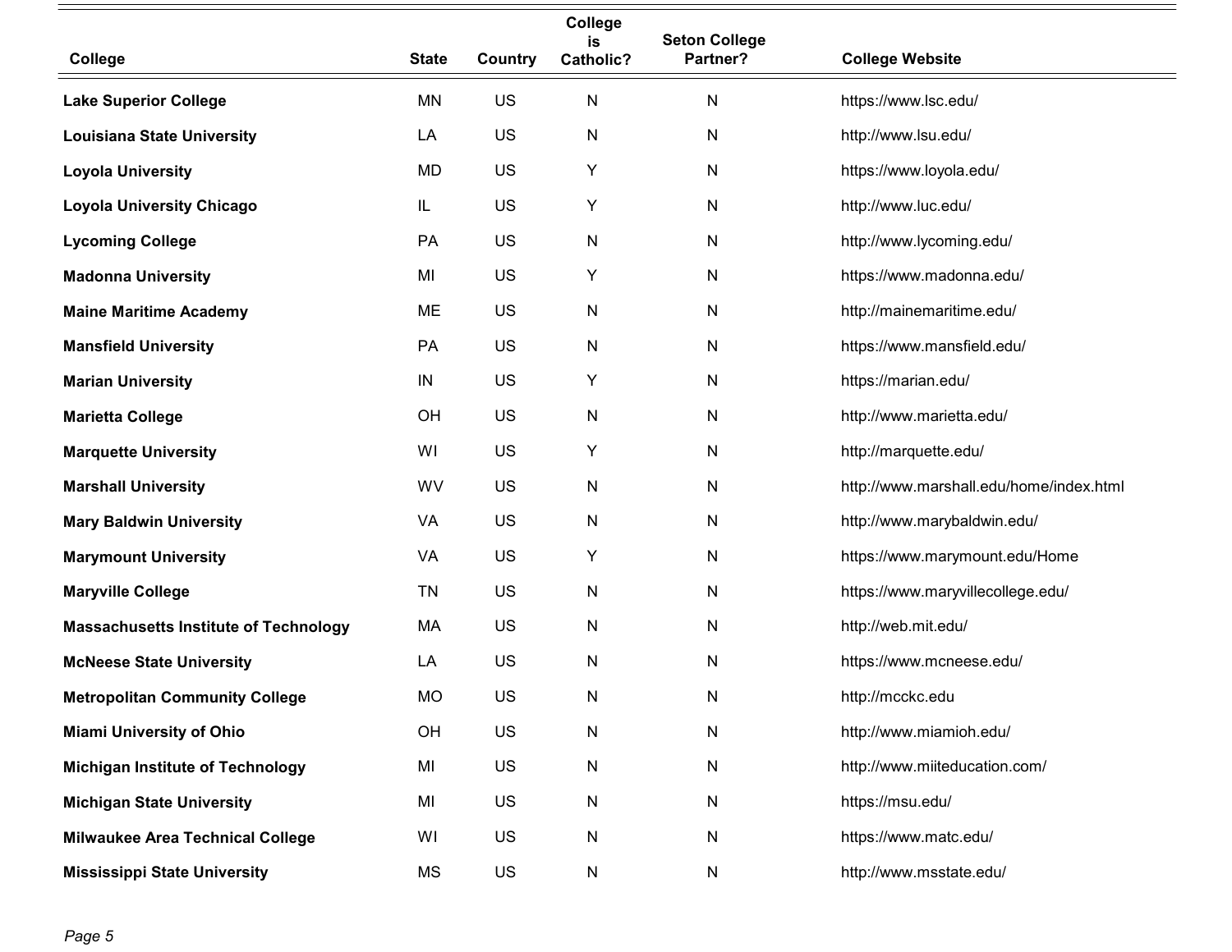| College | State | Country | College is Catholic? | Seton College Partner? | College Website |
|---|---|---|---|---|---|
| **Lake Superior College** | MN | US | N | N | https://www.lsc.edu/ |
| **Louisiana State University** | LA | US | N | N | http://www.lsu.edu/ |
| **Loyola University** | MD | US | Y | N | https://www.loyola.edu/ |
| **Loyola University Chicago** | IL | US | Y | N | http://www.luc.edu/ |
| **Lycoming College** | PA | US | N | N | http://www.lycoming.edu/ |
| **Madonna University** | MI | US | Y | N | https://www.madonna.edu/ |
| **Maine Maritime Academy** | ME | US | N | N | http://mainemaritime.edu/ |
| **Mansfield University** | PA | US | N | N | https://www.mansfield.edu/ |
| **Marian University** | IN | US | Y | N | https://marian.edu/ |
| **Marietta College** | OH | US | N | N | http://www.marietta.edu/ |
| **Marquette University** | WI | US | Y | N | http://marquette.edu/ |
| **Marshall University** | WV | US | N | N | http://www.marshall.edu/home/index.html |
| **Mary Baldwin University** | VA | US | N | N | http://www.marybaldwin.edu/ |
| **Marymount University** | VA | US | Y | N | https://www.marymount.edu/Home |
| **Maryville College** | TN | US | N | N | https://www.maryvillecollege.edu/ |
| **Massachusetts Institute of Technology** | MA | US | N | N | http://web.mit.edu/ |
| **McNeese State University** | LA | US | N | N | https://www.mcneese.edu/ |
| **Metropolitan Community College** | MO | US | N | N | http://mcckc.edu |
| **Miami University of Ohio** | OH | US | N | N | http://www.miamioh.edu/ |
| **Michigan Institute of Technology** | MI | US | N | N | http://www.miiteducation.com/ |
| **Michigan State University** | MI | US | N | N | https://msu.edu/ |
| **Milwaukee Area Technical College** | WI | US | N | N | https://www.matc.edu/ |
| **Mississippi State University** | MS | US | N | N | http://www.msstate.edu/ |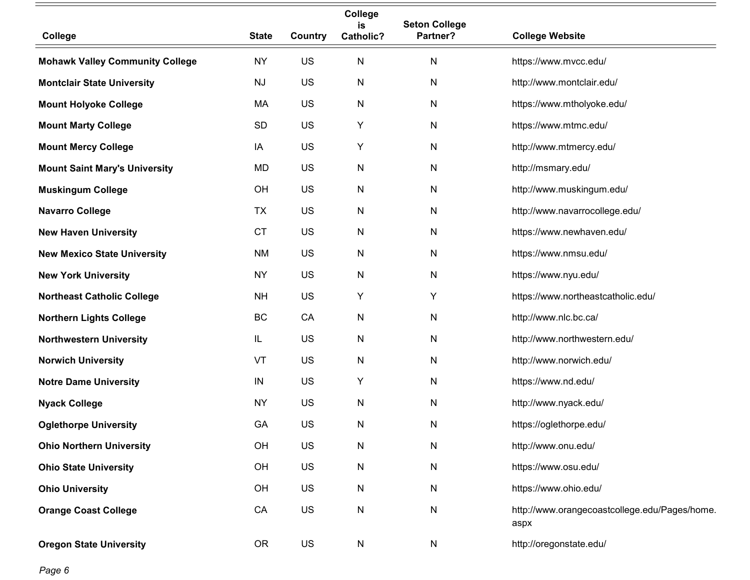| College | State | Country | College is Catholic? | Seton College Partner? | College Website |
|---|---|---|---|---|---|
| **Mohawk Valley Community College** | NY | US | N | N | https://www.mvcc.edu/ |
| **Montclair State University** | NJ | US | N | N | http://www.montclair.edu/ |
| **Mount Holyoke College** | MA | US | N | N | https://www.mtholyoke.edu/ |
| **Mount Marty College** | SD | US | Y | N | https://www.mtmc.edu/ |
| **Mount Mercy College** | IA | US | Y | N | http://www.mtmercy.edu/ |
| **Mount Saint Mary's University** | MD | US | N | N | http://msmary.edu/ |
| **Muskingum College** | OH | US | N | N | http://www.muskingum.edu/ |
| **Navarro College** | TX | US | N | N | http://www.navarrocollege.edu/ |
| **New Haven University** | CT | US | N | N | https://www.newhaven.edu/ |
| **New Mexico State University** | NM | US | N | N | https://www.nmsu.edu/ |
| **New York University** | NY | US | N | N | https://www.nyu.edu/ |
| **Northeast Catholic College** | NH | US | Y | Y | https://www.northeastcatholic.edu/ |
| **Northern Lights College** | BC | CA | N | N | http://www.nlc.bc.ca/ |
| **Northwestern University** | IL | US | N | N | http://www.northwestern.edu/ |
| **Norwich University** | VT | US | N | N | http://www.norwich.edu/ |
| **Notre Dame University** | IN | US | Y | N | https://www.nd.edu/ |
| **Nyack College** | NY | US | N | N | http://www.nyack.edu/ |
| **Oglethorpe University** | GA | US | N | N | https://oglethorpe.edu/ |
| **Ohio Northern University** | OH | US | N | N | http://www.onu.edu/ |
| **Ohio State University** | OH | US | N | N | https://www.osu.edu/ |
| **Ohio University** | OH | US | N | N | https://www.ohio.edu/ |
| **Orange Coast College** | CA | US | N | N | http://www.orangecoastcollege.edu/Pages/home.aspx |
| **Oregon State University** | OR | US | N | N | http://oregonstate.edu/ |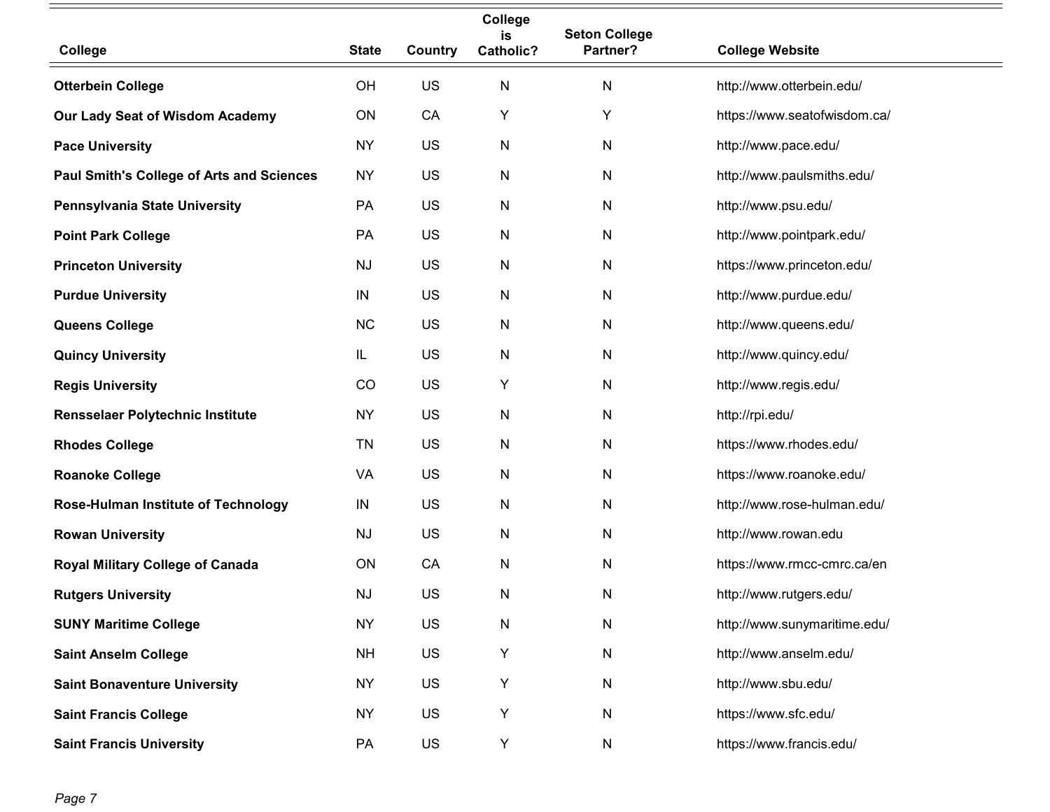| College | State | Country | College is Catholic? | Seton College Partner? | College Website |
|---|---|---|---|---|---|
| **Otterbein College** | OH | US | N | N | http://www.otterbein.edu/ |
| **Our Lady Seat of Wisdom Academy** | ON | CA | Y | Y | https://www.seatofwisdom.ca/ |
| **Pace University** | NY | US | N | N | http://www.pace.edu/ |
| **Paul Smith's College of Arts and Sciences** | NY | US | N | N | http://www.paulsmiths.edu/ |
| **Pennsylvania State University** | PA | US | N | N | http://www.psu.edu/ |
| **Point Park College** | PA | US | N | N | http://www.pointpark.edu/ |
| **Princeton University** | NJ | US | N | N | https://www.princeton.edu/ |
| **Purdue University** | IN | US | N | N | http://www.purdue.edu/ |
| **Queens College** | NC | US | N | N | http://www.queens.edu/ |
| **Quincy University** | IL | US | N | N | http://www.quincy.edu/ |
| **Regis University** | CO | US | Y | N | http://www.regis.edu/ |
| **Rensselaer Polytechnic Institute** | NY | US | N | N | http://rpi.edu/ |
| **Rhodes College** | TN | US | N | N | https://www.rhodes.edu/ |
| **Roanoke College** | VA | US | N | N | https://www.roanoke.edu/ |
| **Rose-Hulman Institute of Technology** | IN | US | N | N | http://www.rose-hulman.edu/ |
| **Rowan University** | NJ | US | N | N | http://www.rowan.edu |
| **Royal Military College of Canada** | ON | CA | N | N | https://www.rmcc-cmrc.ca/en |
| **Rutgers University** | NJ | US | N | N | http://www.rutgers.edu/ |
| **SUNY Maritime College** | NY | US | N | N | http://www.sunymaritime.edu/ |
| **Saint Anselm College** | NH | US | Y | N | http://www.anselm.edu/ |
| **Saint Bonaventure University** | NY | US | Y | N | http://www.sbu.edu/ |
| **Saint Francis College** | NY | US | Y | N | https://www.sfc.edu/ |
| **Saint Francis University** | PA | US | Y | N | https://www.francis.edu/ |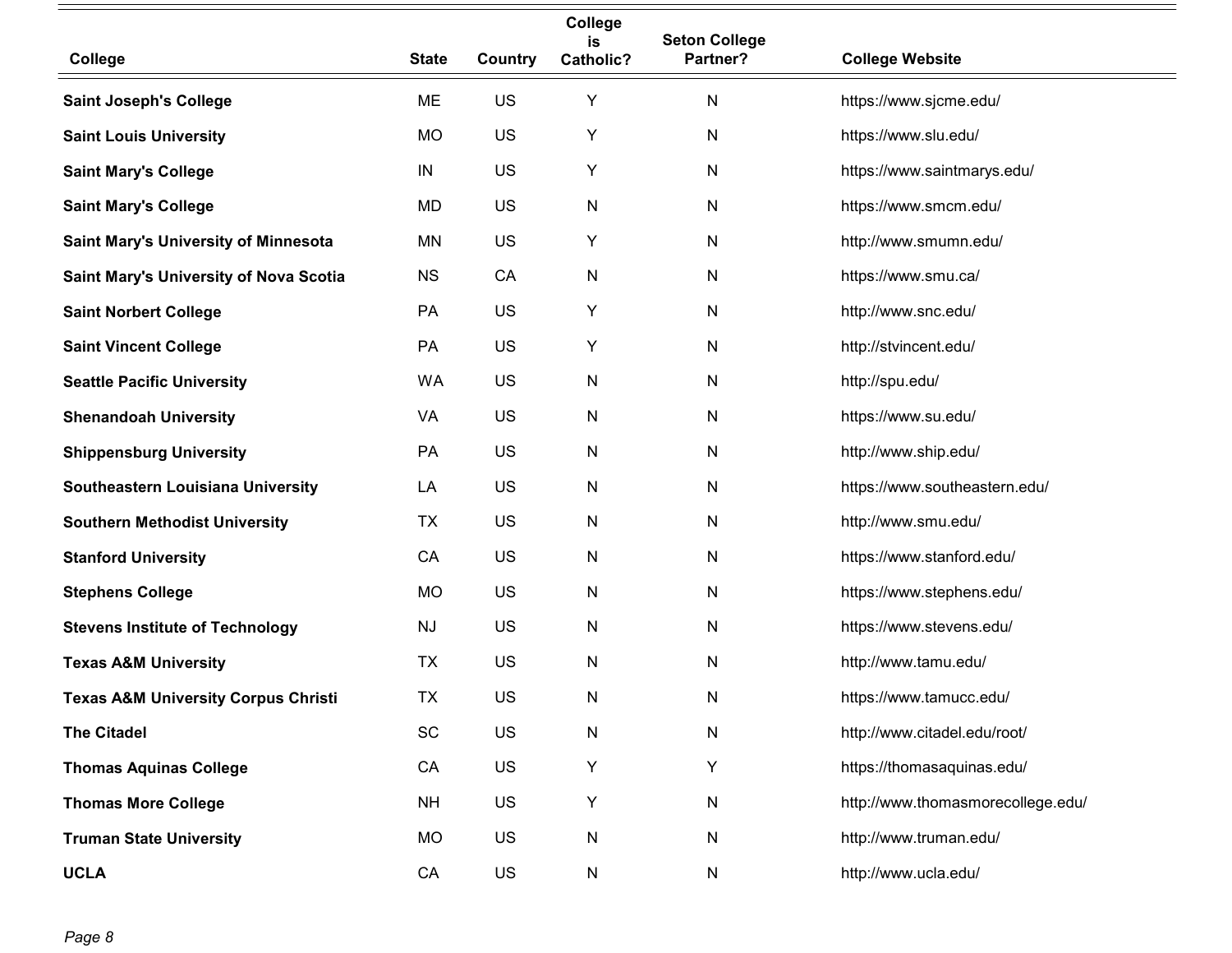| College | State | Country | College is Catholic? | Seton College Partner? | College Website |
| --- | --- | --- | --- | --- | --- |
| **Saint Joseph's College** | ME | US | Y | N | https://www.sjcme.edu/ |
| **Saint Louis University** | MO | US | Y | N | https://www.slu.edu/ |
| **Saint Mary's College** | IN | US | Y | N | https://www.saintmarys.edu/ |
| **Saint Mary's College** | MD | US | N | N | https://www.smcm.edu/ |
| **Saint Mary's University of Minnesota** | MN | US | Y | N | http://www.smumn.edu/ |
| **Saint Mary's University of Nova Scotia** | NS | CA | N | N | https://www.smu.ca/ |
| **Saint Norbert College** | PA | US | Y | N | http://www.snc.edu/ |
| **Saint Vincent College** | PA | US | Y | N | http://stvincent.edu/ |
| **Seattle Pacific University** | WA | US | N | N | http://spu.edu/ |
| **Shenandoah University** | VA | US | N | N | https://www.su.edu/ |
| **Shippensburg University** | PA | US | N | N | http://www.ship.edu/ |
| **Southeastern Louisiana University** | LA | US | N | N | https://www.southeastern.edu/ |
| **Southern Methodist University** | TX | US | N | N | http://www.smu.edu/ |
| **Stanford University** | CA | US | N | N | https://www.stanford.edu/ |
| **Stephens College** | MO | US | N | N | https://www.stephens.edu/ |
| **Stevens Institute of Technology** | NJ | US | N | N | https://www.stevens.edu/ |
| **Texas A&M University** | TX | US | N | N | http://www.tamu.edu/ |
| **Texas A&M University Corpus Christi** | TX | US | N | N | https://www.tamucc.edu/ |
| **The Citadel** | SC | US | N | N | http://www.citadel.edu/root/ |
| **Thomas Aquinas College** | CA | US | Y | Y | https://thomasaquinas.edu/ |
| **Thomas More College** | NH | US | Y | N | http://www.thomasmorecollege.edu/ |
| **Truman State University** | MO | US | N | N | http://www.truman.edu/ |
| **UCLA** | CA | US | N | N | http://www.ucla.edu/ |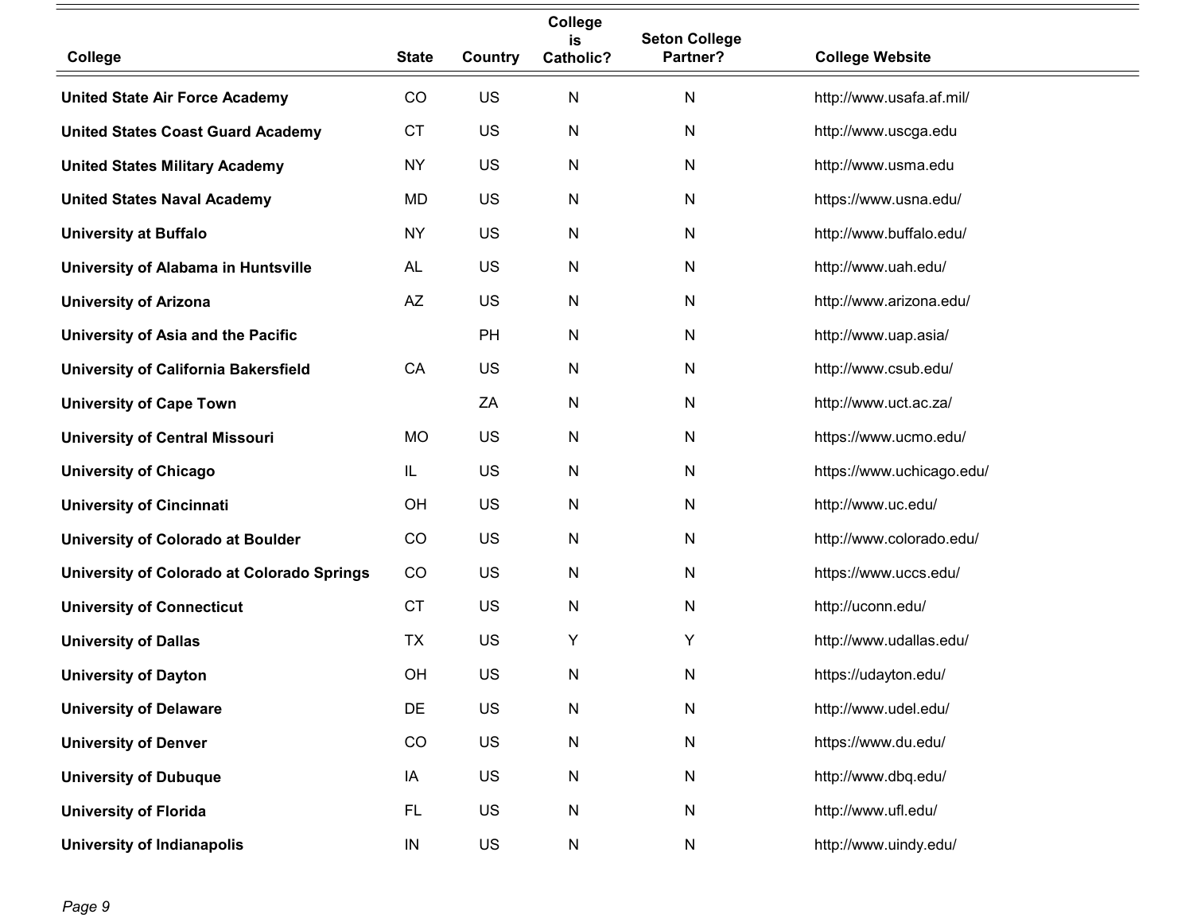| College | State | Country | College is Catholic? | Seton College Partner? | College Website |
| --- | --- | --- | --- | --- | --- |
| **United State Air Force Academy** | CO | US | N | N | http://www.usafa.af.mil/ |
| **United States Coast Guard Academy** | CT | US | N | N | http://www.uscga.edu |
| **United States Military Academy** | NY | US | N | N | http://www.usma.edu |
| **United States Naval Academy** | MD | US | N | N | https://www.usna.edu/ |
| **University at Buffalo** | NY | US | N | N | http://www.buffalo.edu/ |
| **University of Alabama in Huntsville** | AL | US | N | N | http://www.uah.edu/ |
| **University of Arizona** | AZ | US | N | N | http://www.arizona.edu/ |
| **University of Asia and the Pacific** | | PH | N | N | http://www.uap.asia/ |
| **University of California Bakersfield** | CA | US | N | N | http://www.csub.edu/ |
| **University of Cape Town** | | ZA | N | N | http://www.uct.ac.za/ |
| **University of Central Missouri** | MO | US | N | N | https://www.ucmo.edu/ |
| **University of Chicago** | IL | US | N | N | https://www.uchicago.edu/ |
| **University of Cincinnati** | OH | US | N | N | http://www.uc.edu/ |
| **University of Colorado at Boulder** | CO | US | N | N | http://www.colorado.edu/ |
| **University of Colorado at Colorado Springs** | CO | US | N | N | https://www.uccs.edu/ |
| **University of Connecticut** | CT | US | N | N | http://uconn.edu/ |
| **University of Dallas** | TX | US | Y | Y | http://www.udallas.edu/ |
| **University of Dayton** | OH | US | N | N | https://udayton.edu/ |
| **University of Delaware** | DE | US | N | N | http://www.udel.edu/ |
| **University of Denver** | CO | US | N | N | https://www.du.edu/ |
| **University of Dubuque** | IA | US | N | N | http://www.dbq.edu/ |
| **University of Florida** | FL | US | N | N | http://www.ufl.edu/ |
| **University of Indianapolis** | IN | US | N | N | http://www.uindy.edu/ |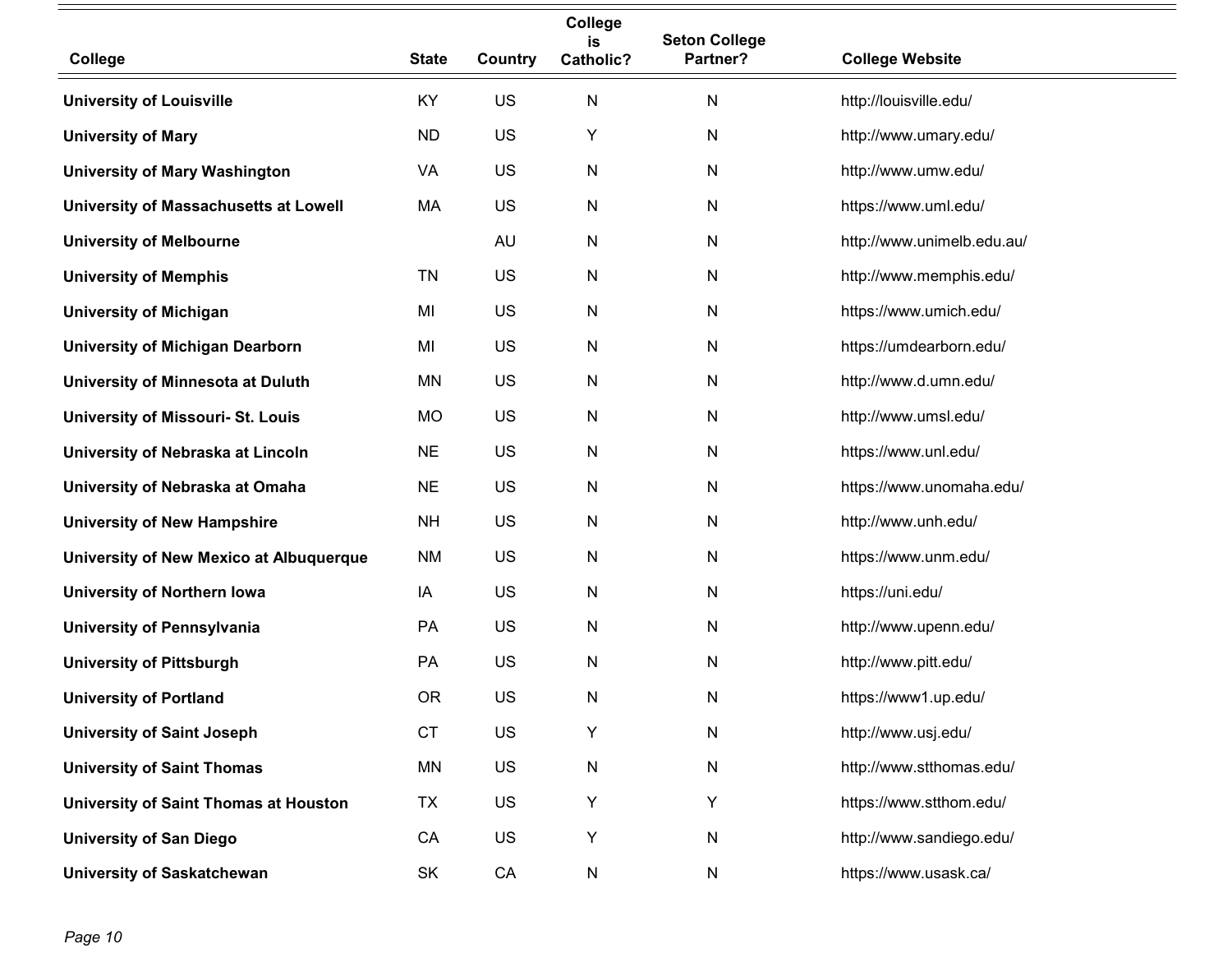| College | State | Country | College is Catholic? | Seton College Partner? | College Website |
|---|---|---|---|---|---|
| **University of Louisville** | KY | US | N | N | http://louisville.edu/ |
| **University of Mary** | ND | US | Y | N | http://www.umary.edu/ |
| **University of Mary Washington** | VA | US | N | N | http://www.umw.edu/ |
| **University of Massachusetts at Lowell** | MA | US | N | N | https://www.uml.edu/ |
| **University of Melbourne** | | AU | N | N | http://www.unimelb.edu.au/ |
| **University of Memphis** | TN | US | N | N | http://www.memphis.edu/ |
| **University of Michigan** | MI | US | N | N | https://www.umich.edu/ |
| **University of Michigan Dearborn** | MI | US | N | N | https://umdearborn.edu/ |
| **University of Minnesota at Duluth** | MN | US | N | N | http://www.d.umn.edu/ |
| **University of Missouri- St. Louis** | MO | US | N | N | http://www.umsl.edu/ |
| **University of Nebraska at Lincoln** | NE | US | N | N | https://www.unl.edu/ |
| **University of Nebraska at Omaha** | NE | US | N | N | https://www.unomaha.edu/ |
| **University of New Hampshire** | NH | US | N | N | http://www.unh.edu/ |
| **University of New Mexico at Albuquerque** | NM | US | N | N | https://www.unm.edu/ |
| **University of Northern Iowa** | IA | US | N | N | https://uni.edu/ |
| **University of Pennsylvania** | PA | US | N | N | http://www.upenn.edu/ |
| **University of Pittsburgh** | PA | US | N | N | http://www.pitt.edu/ |
| **University of Portland** | OR | US | N | N | https://www1.up.edu/ |
| **University of Saint Joseph** | CT | US | Y | N | http://www.usj.edu/ |
| **University of Saint Thomas** | MN | US | N | N | http://www.stthomas.edu/ |
| **University of Saint Thomas at Houston** | TX | US | Y | Y | https://www.stthom.edu/ |
| **University of San Diego** | CA | US | Y | N | http://www.sandiego.edu/ |
| **University of Saskatchewan** | SK | CA | N | N | https://www.usask.ca/ |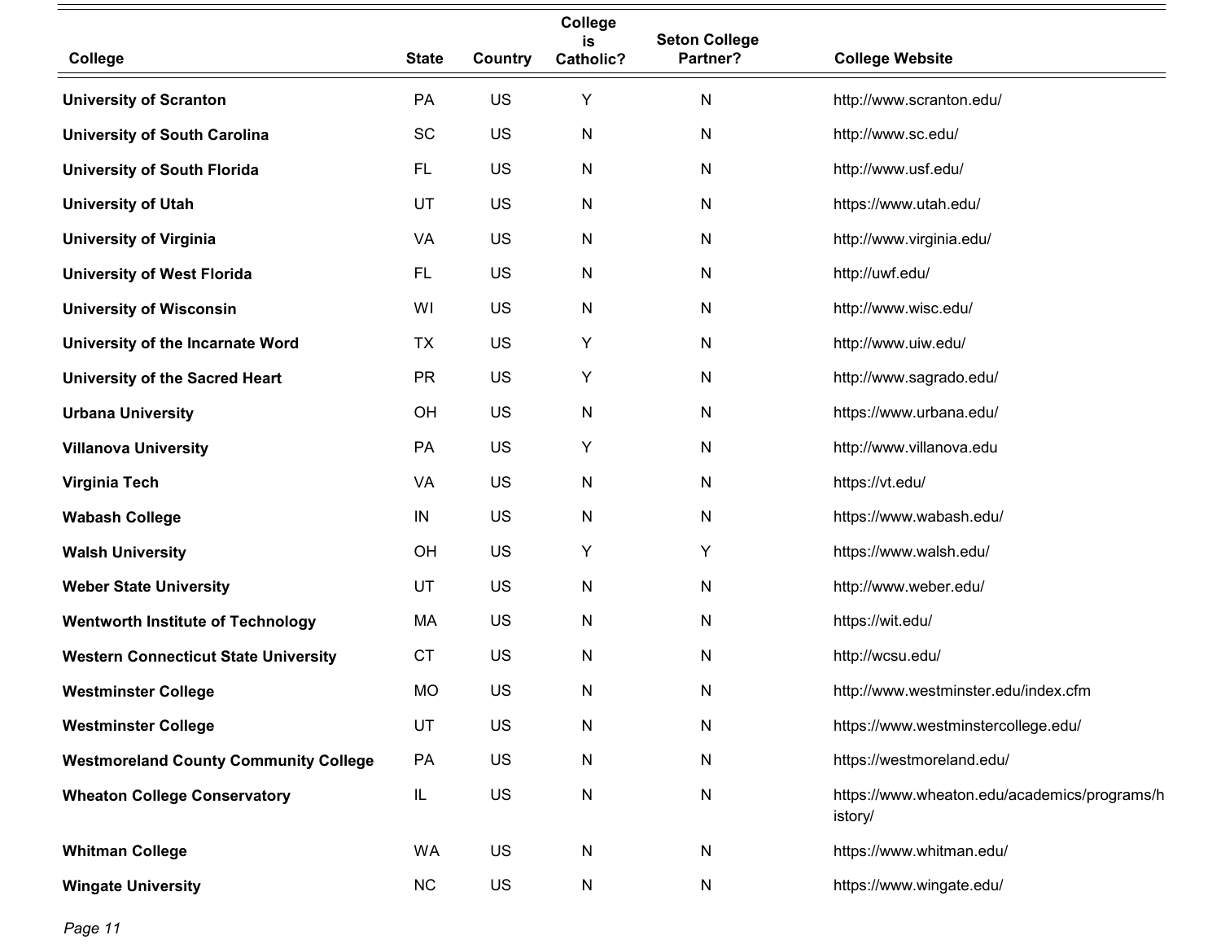| College | State | Country | College is Catholic? | Seton College Partner? | College Website |
|---|---|---|---|---|---|
| **University of Scranton** | PA | US | Y | N | http://www.scranton.edu/ |
| **University of South Carolina** | SC | US | N | N | http://www.sc.edu/ |
| **University of South Florida** | FL | US | N | N | http://www.usf.edu/ |
| **University of Utah** | UT | US | N | N | https://www.utah.edu/ |
| **University of Virginia** | VA | US | N | N | http://www.virginia.edu/ |
| **University of West Florida** | FL | US | N | N | http://uwf.edu/ |
| **University of Wisconsin** | WI | US | N | N | http://www.wisc.edu/ |
| **University of the Incarnate Word** | TX | US | Y | N | http://www.uiw.edu/ |
| **University of the Sacred Heart** | PR | US | Y | N | http://www.sagrado.edu/ |
| **Urbana University** | OH | US | N | N | https://www.urbana.edu/ |
| **Villanova University** | PA | US | Y | N | http://www.villanova.edu |
| **Virginia Tech** | VA | US | N | N | https://vt.edu/ |
| **Wabash College** | IN | US | N | N | https://www.wabash.edu/ |
| **Walsh University** | OH | US | Y | Y | https://www.walsh.edu/ |
| **Weber State University** | UT | US | N | N | http://www.weber.edu/ |
| **Wentworth Institute of Technology** | MA | US | N | N | https://wit.edu/ |
| **Western Connecticut State University** | CT | US | N | N | http://wcsu.edu/ |
| **Westminster College** | MO | US | N | N | http://www.westminster.edu/index.cfm |
| **Westminster College** | UT | US | N | N | https://www.westminstercollege.edu/ |
| **Westmoreland County Community College** | PA | US | N | N | https://westmoreland.edu/ |
| **Wheaton College Conservatory** | IL | US | N | N | https://www.wheaton.edu/academics/programs/history/ |
| **Whitman College** | WA | US | N | N | https://www.whitman.edu/ |
| **Wingate University** | NC | US | N | N | https://www.wingate.edu/ |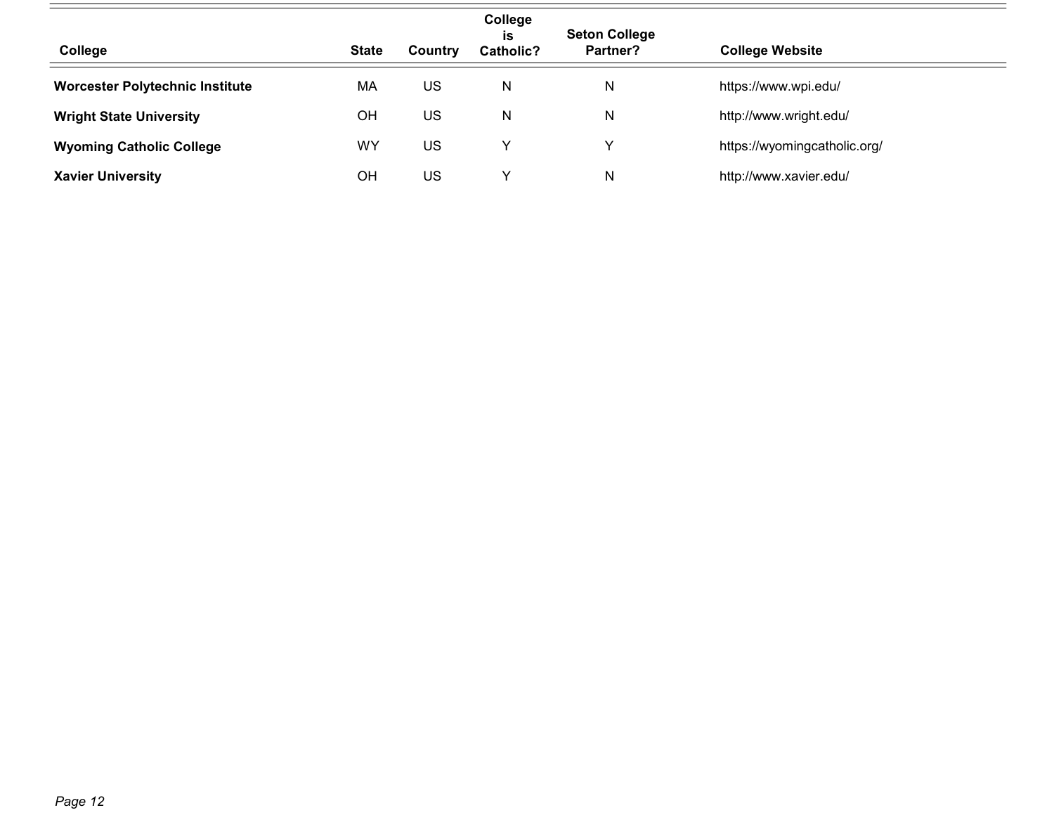| College | State | Country | College is Catholic? | Seton College Partner? | College Website |
|---|---|---|---|---|---|
| **Worcester Polytechnic Institute** | MA | US | N | N | https://www.wpi.edu/ |
| **Wright State University** | OH | US | N | N | http://www.wright.edu/ |
| **Wyoming Catholic College** | WY | US | Y | Y | https://wyomingcatholic.org/ |
| **Xavier University** | OH | US | Y | N | http://www.xavier.edu/ |